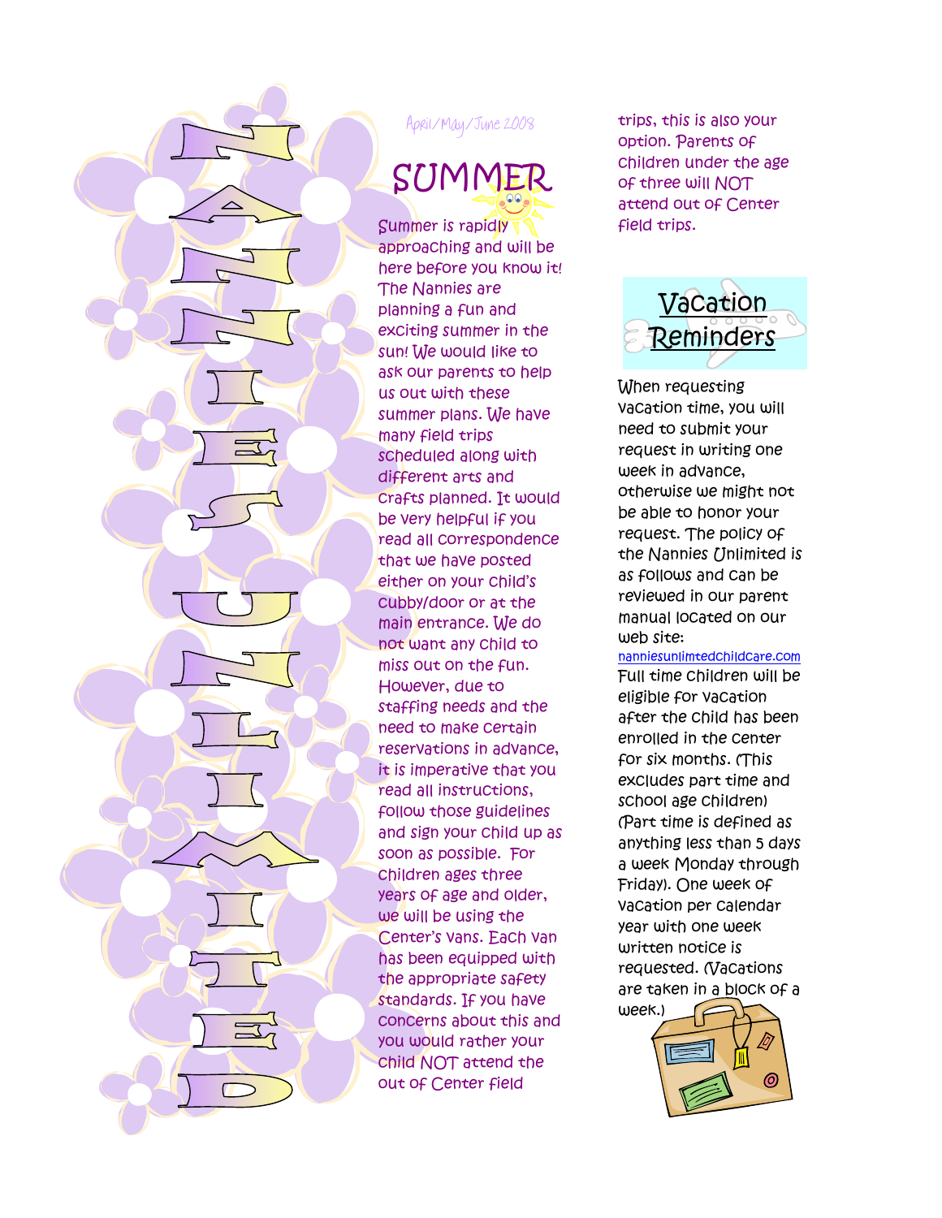# NANNIES UNLIMITED

April/May/June 2008

## SUMMER

Summer is rapidly approaching and will be here before you know it! The Nannies are planning a fun and exciting summer in the sun! We would like to ask our parents to help us out with these summer plans. We have many field trips scheduled along with different arts and crafts planned. It would be very helpful if you read all correspondence that we have posted either on your child's cubby/door or at the main entrance. We do not want any child to miss out on the fun. However, due to staffing needs and the need to make certain reservations in advance, it is imperative that you read all instructions, follow those guidelines and sign your child up as soon as possible. For children ages three years of age and older, we will be using the Center's vans. Each van has been equipped with the appropriate safety standards. If you have concerns about this and you would rather your child NOT attend the out of Center field trips, this is also your option. Parents of children under the age of three will NOT attend out of Center field trips.

## Vacation Reminders

When requesting vacation time, you will need to submit your request in writing one week in advance, otherwise we might not be able to honor your request. The policy of the Nannies Unlimited is as follows and can be reviewed in our parent manual located on our web site: nanniesunlimtedchildcare.com Full time children will be eligible for vacation after the child has been enrolled in the center for six months. (This excludes part time and school age children) (Part time is defined as anything less than 5 days a week Monday through Friday). One week of vacation per calendar year with one week written notice is requested. (Vacations are taken in a block of a week.)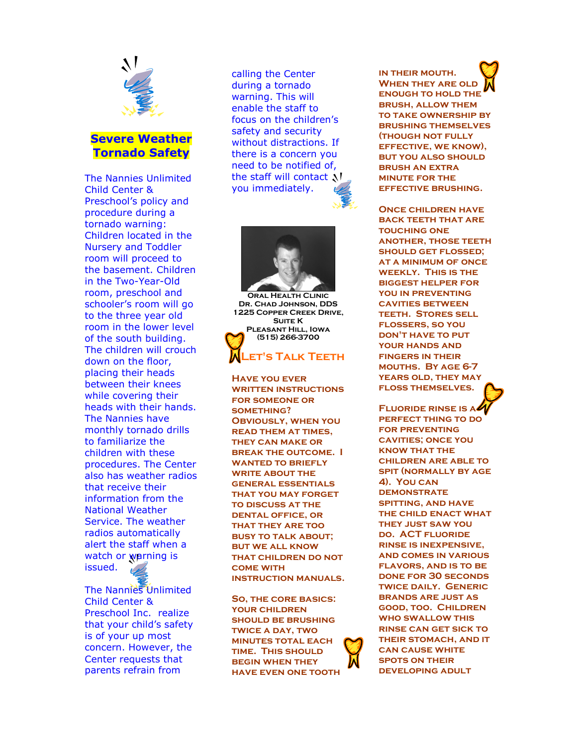## Severe Weather Tornado Safety

The Nannies Unlimited Child Center & Preschool's policy and procedure during a tornado warning: Children located in the Nursery and Toddler room will proceed to the basement. Children in the Two-Year-Old room, preschool and schooler's room will go to the three year old room in the lower level of the south building. The children will crouch down on the floor, placing their heads between their knees while covering their heads with their hands. The Nannies have monthly tornado drills to familiarize the children with these procedures. The Center also has weather radios that receive their information from the National Weather Service. The weather radios automatically alert the staff when a watch or warning is issued.

The Nannies Unlimited Child Center & Preschool Inc. realize that your child's safety is of your up most concern. However, the Center requests that parents refrain from calling the Center during a tornado warning. This will enable the staff to focus on the children's safety and security without distractions. If there is a concern you need to be notified of, the staff will contact you immediately.

Oral Health Clinic
Dr. Chad Johnson, DDS
1225 Copper Creek Drive, Suite K
Pleasant Hill, Iowa
(515) 266-3700

## Let's Talk Teeth

Have you ever written instructions for someone or something? Obviously, when you read them at times, they can make or break the outcome. I wanted to briefly write about the general essentials that you may forget to discuss at the dental office, or that they are too busy to talk about; but we all know that children do not come with instruction manuals.

So, the core basics: your children should be brushing twice a day, two minutes total each time. This should begin when they have even one tooth in their mouth. When they are old enough to hold the brush, allow them to take ownership by brushing themselves (though not fully effective, we know), but you also should brush an extra minute for the effective brushing.

Once children have back teeth that are touching one another, those teeth should get flossed; at a minimum of once weekly. This is the biggest helper for you in preventing cavities between teeth. Stores sell flossers, so you don't have to put your hands and fingers in their mouths. By age 6-7 years old, they may floss themselves.

Fluoride rinse is a perfect thing to do for preventing cavities; once you know that the children are able to spit (normally by age 4). You can demonstrate spitting, and have the child enact what they just saw you do. ACT fluoride rinse is inexpensive, and comes in various flavors, and is to be done for 30 seconds twice daily. Generic brands are just as good, too. Children who swallow this rinse can get sick to their stomach, and it can cause white spots on their developing adult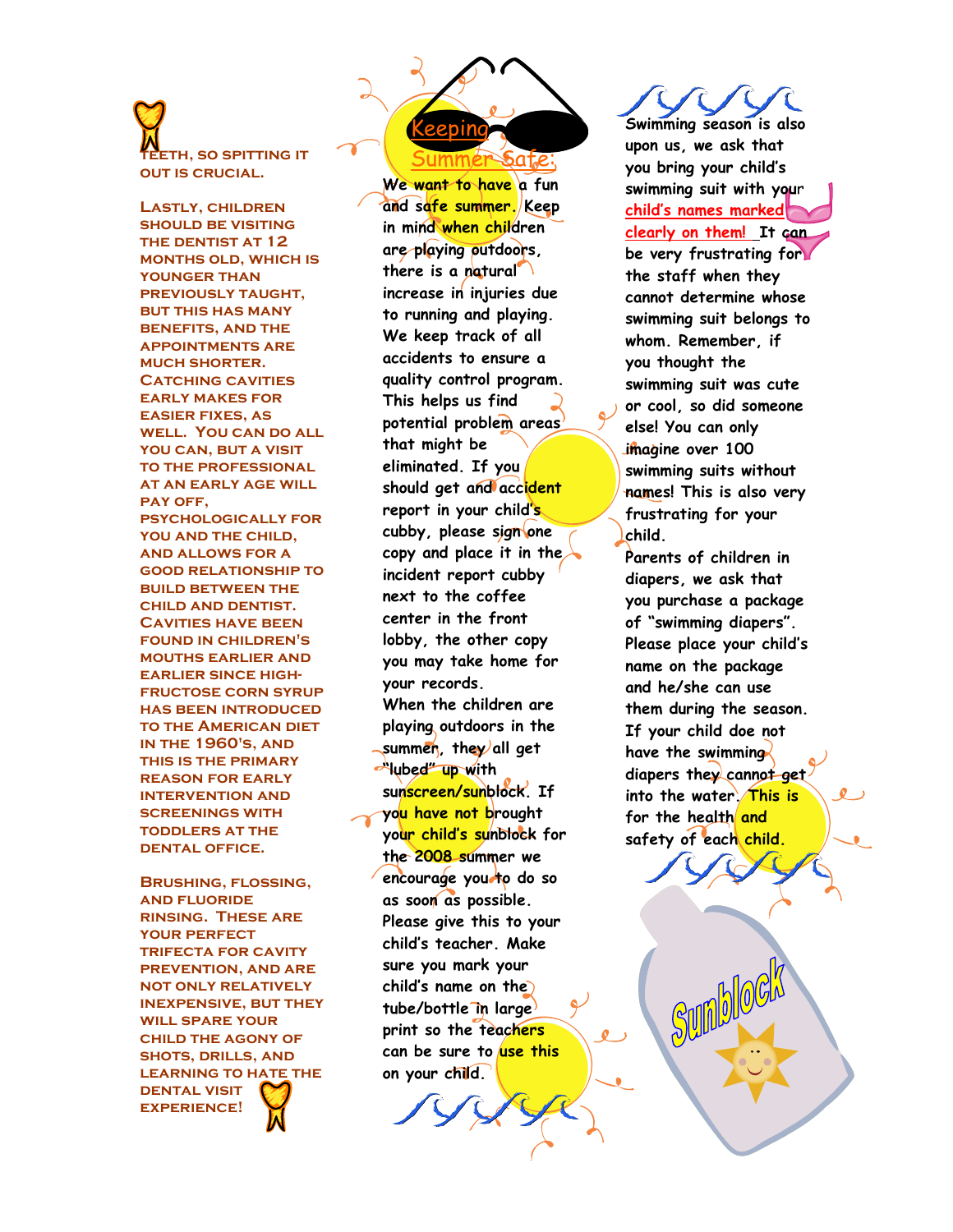TEETH, SO SPITTING IT OUT IS CRUCIAL.

LASTLY, CHILDREN SHOULD BE VISITING THE DENTIST AT 12 MONTHS OLD, WHICH IS YOUNGER THAN PREVIOUSLY TAUGHT, BUT THIS HAS MANY BENEFITS, AND THE APPOINTMENTS ARE MUCH SHORTER. CATCHING CAVITIES EARLY MAKES FOR EASIER FIXES, AS WELL. YOU CAN DO ALL YOU CAN, BUT A VISIT TO THE PROFESSIONAL AT AN EARLY AGE WILL PAY OFF, PSYCHOLOGICALLY FOR YOU AND THE CHILD, AND ALLOWS FOR A GOOD RELATIONSHIP TO BUILD BETWEEN THE CHILD AND DENTIST. CAVITIES HAVE BEEN FOUND IN CHILDREN'S MOUTHS EARLIER AND EARLIER SINCE HIGH-FRUCTOSE CORN SYRUP HAS BEEN INTRODUCED TO THE AMERICAN DIET IN THE 1960'S, AND THIS IS THE PRIMARY REASON FOR EARLY INTERVENTION AND SCREENINGS WITH TODDLERS AT THE DENTAL OFFICE.

BRUSHING, FLOSSING, AND FLUORIDE RINSING. THESE ARE YOUR PERFECT TRIFECTA FOR CAVITY PREVENTION, AND ARE NOT ONLY RELATIVELY INEXPENSIVE, BUT THEY WILL SPARE YOUR CHILD THE AGONY OF SHOTS, DRILLS, AND LEARNING TO HATE THE DENTAL VISIT EXPERIENCE!

## Keeping Summer Safe:

We want to have a fun and safe summer. Keep in mind when children are playing outdoors, there is a natural increase in injuries due to running and playing. We keep track of all accidents to ensure a quality control program. This helps us find potential problem areas that might be eliminated. If you should get and accident report in your child's cubby, please sign one copy and place it in the incident report cubby next to the coffee center in the front lobby, the other copy you may take home for your records.

When the children are playing outdoors in the summer, they all get "lubed" up with sunscreen/sunblock. If you have not brought your child's sunblock for the 2008 summer we encourage you to do so as soon as possible. Please give this to your child's teacher. Make sure you mark your child's name on the tube/bottle in large print so the teachers can be sure to use this on your child.

Swimming season is also upon us, we ask that you bring your child's swimming suit with your child's names marked clearly on them! It can be very frustrating for the staff when they cannot determine whose swimming suit belongs to whom. Remember, if you thought the swimming suit was cute or cool, so did someone else! You can only imagine over 100 swimming suits without names! This is also very frustrating for your child.

Parents of children in diapers, we ask that you purchase a package of "swimming diapers". Please place your child's name on the package and he/she can use them during the season. If your child doe not have the swimming diapers they cannot get into the water. This is for the health and safety of each child.

Sunblock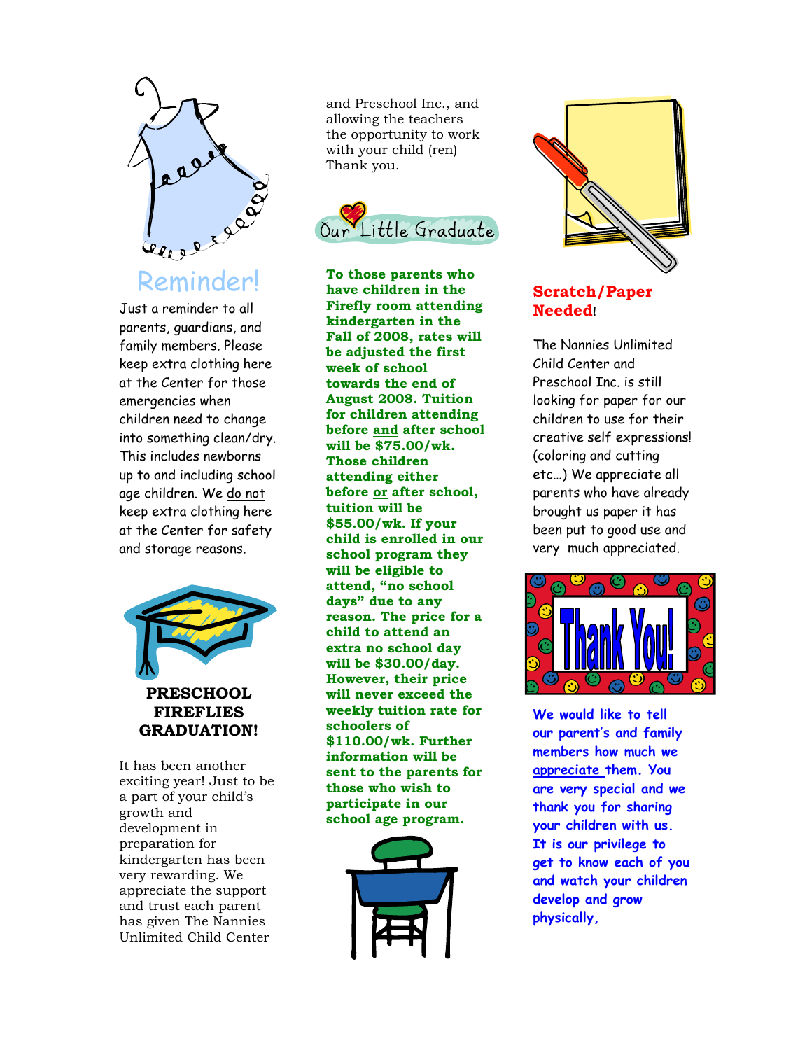## Reminder!

Just a reminder to all parents, guardians, and family members. Please keep extra clothing here at the Center for those emergencies when children need to change into something clean/dry. This includes newborns up to and including school age children. We do not keep extra clothing here at the Center for safety and storage reasons.

## PRESCHOOL FIREFLIES GRADUATION!

It has been another exciting year! Just to be a part of your child's growth and development in preparation for kindergarten has been very rewarding. We appreciate the support and trust each parent has given The Nannies Unlimited Child Center and Preschool Inc., and allowing the teachers the opportunity to work with your child (ren) Thank you.

## Our Little Graduate

**To those parents who have children in the Firefly room attending kindergarten in the Fall of 2008, rates will be adjusted the first week of school towards the end of August 2008. Tuition for children attending before and after school will be $75.00/wk. Those children attending either before or after school, tuition will be $55.00/wk. If your child is enrolled in our school program they will be eligible to attend, "no school days" due to any reason. The price for a child to attend an extra no school day will be $30.00/day. However, their price will never exceed the weekly tuition rate for schoolers of $110.00/wk. Further information will be sent to the parents for those who wish to participate in our school age program.**

## Scratch/Paper Needed!

The Nannies Unlimited Child Center and Preschool Inc. is still looking for paper for our children to use for their creative self expressions! (coloring and cutting etc…) We appreciate all parents who have already brought us paper it has been put to good use and very much appreciated.

**Thank You!**

**We would like to tell our parent's and family members how much we appreciate them. You are very special and we thank you for sharing your children with us. It is our privilege to get to know each of you and watch your children develop and grow physically,**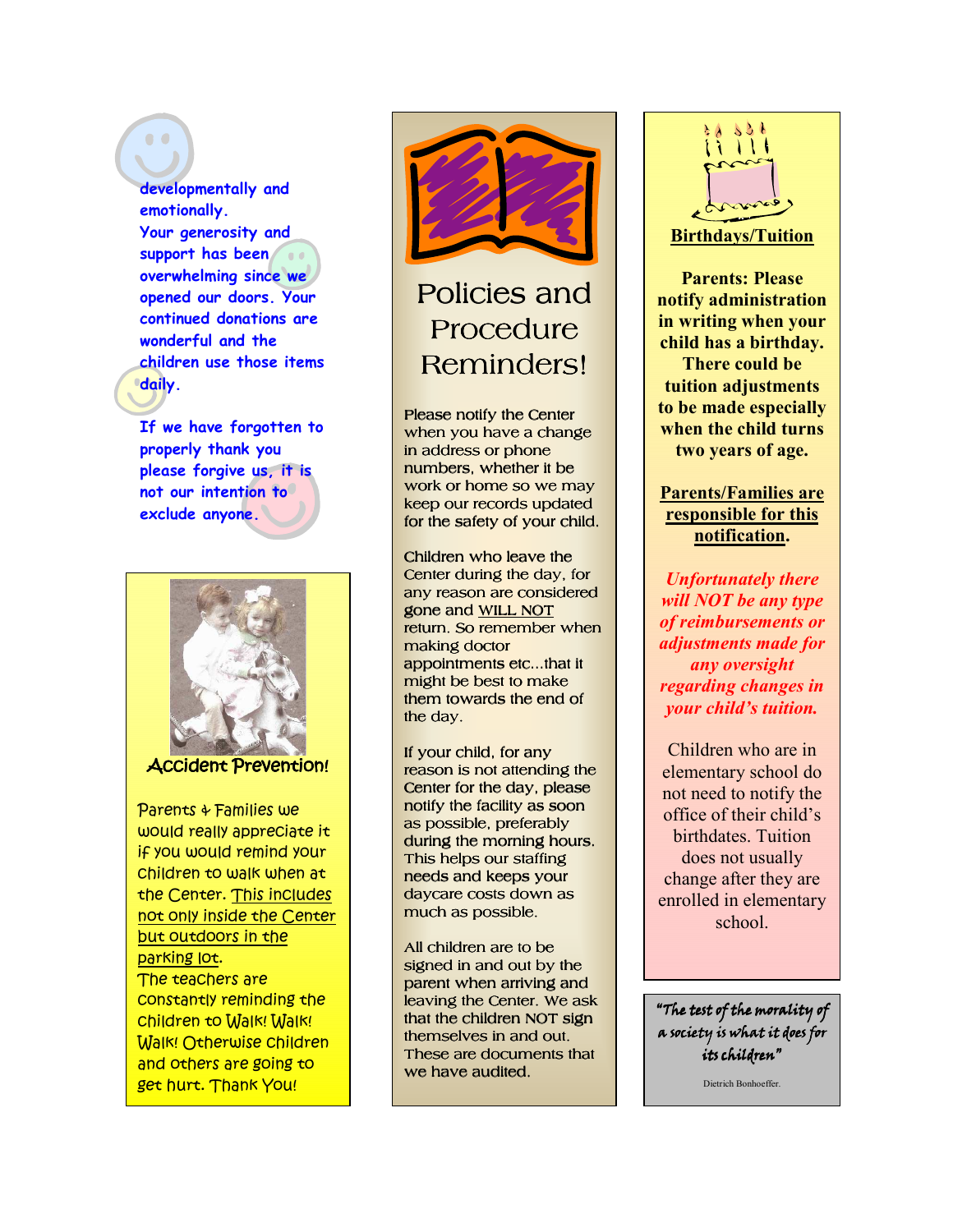developmentally and emotionally.
Your generosity and support has been overwhelming since we opened our doors. Your continued donations are wonderful and the children use those items daily.

If we have forgotten to properly thank you please forgive us, it is not our intention to exclude anyone.

## Accident Prevention!

Parents & Families we would really appreciate it if you would remind your children to walk when at the Center. This includes not only inside the Center but outdoors in the parking lot.
The teachers are constantly reminding the children to Walk! Walk! Walk! Otherwise children and others are going to get hurt. Thank You!

# Policies and Procedure Reminders!

Please notify the Center when you have a change in address or phone numbers, whether it be work or home so we may keep our records updated for the safety of your child.

Children who leave the Center during the day, for any reason are considered gone and WILL NOT return. So remember when making doctor appointments etc...that it might be best to make them towards the end of the day.

If your child, for any reason is not attending the Center for the day, please notify the facility as soon as possible, preferably during the morning hours. This helps our staffing needs and keeps your daycare costs down as much as possible.

All children are to be signed in and out by the parent when arriving and leaving the Center. We ask that the children NOT sign themselves in and out. These are documents that we have audited.

## Birthdays/Tuition

**Parents: Please notify administration in writing when your child has a birthday. There could be tuition adjustments to be made especially when the child turns two years of age.**

**Parents/Families are responsible for this notification.**

***Unfortunately there will NOT be any type of reimbursements or adjustments made for any oversight regarding changes in your child's tuition.***

Children who are in elementary school do not need to notify the office of their child's birthdates. Tuition does not usually change after they are enrolled in elementary school.

*"The test of the morality of a society is what it does for its children"*

Dietrich Bonhoeffer.